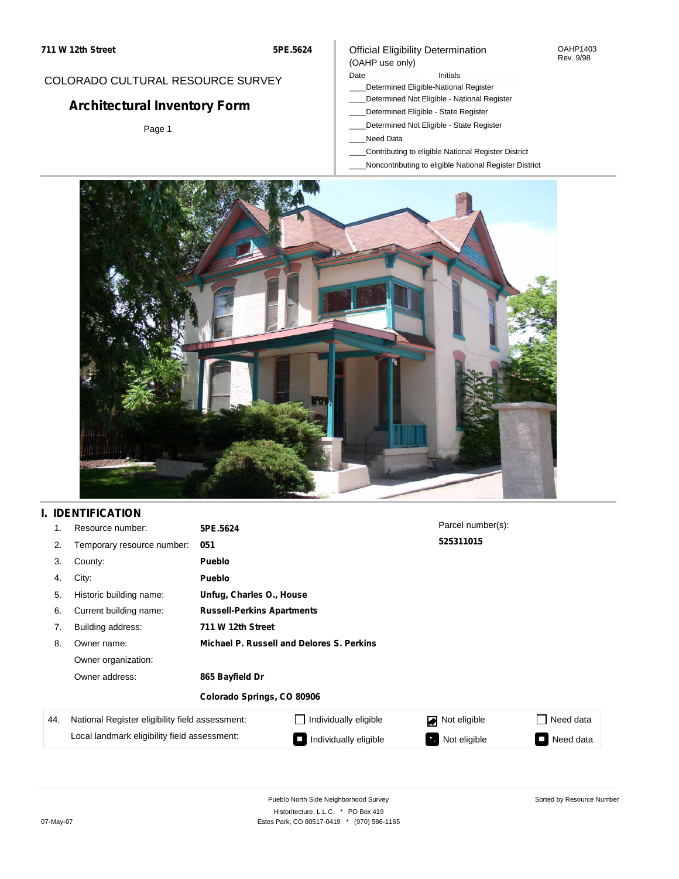711 W 12th Street

5PE.5624

# COLORADO CULTURAL RESOURCE SURVEY

## Architectural Inventory Form

Page 1

Official Eligibility Determination
(OAHP use only)

OAHP1403
Rev. 9/98

Date ________ Initials ________

____Determined Eligible-National Register
____Determined Not Eligible - National Register
____Determined Eligible - State Register
____Determined Not Eligible - State Register
____Need Data
____Contributing to eligible National Register District
____Noncontributing to eligible National Register District

## I. IDENTIFICATION

| | | |
|---|---|---|
| 1. | Resource number: | **5PE.5624** |
| 2. | Temporary resource number: | **051** |
| 3. | County: | **Pueblo** |
| 4. | City: | **Pueblo** |
| 5. | Historic building name: | **Unfug, Charles O., House** |
| 6. | Current building name: | **Russell-Perkins Apartments** |
| 7. | Building address: | **711 W 12th Street** |
| 8. | Owner name: | **Michael P. Russell and Delores S. Perkins** |
| | Owner organization: | |
| | Owner address: | **865 Bayfield Dr** |
| | | **Colorado Springs, CO 80906** |

Parcel number(s):
**525311015**

| 44. | | | | |
|---|---|---|---|---|
| | National Register eligibility field assessment: | ☐ Individually eligible | ☑ Not eligible | ☐ Need data |
| | Local landmark eligibility field assessment: | ■ Individually eligible | ■ Not eligible | ■ Need data |

Pueblo North Side Neighborhood Survey
Historitecture, L.L.C. * PO Box 419
Estes Park, CO 80517-0419 * (970) 586-1165

Sorted by Resource Number

07-May-07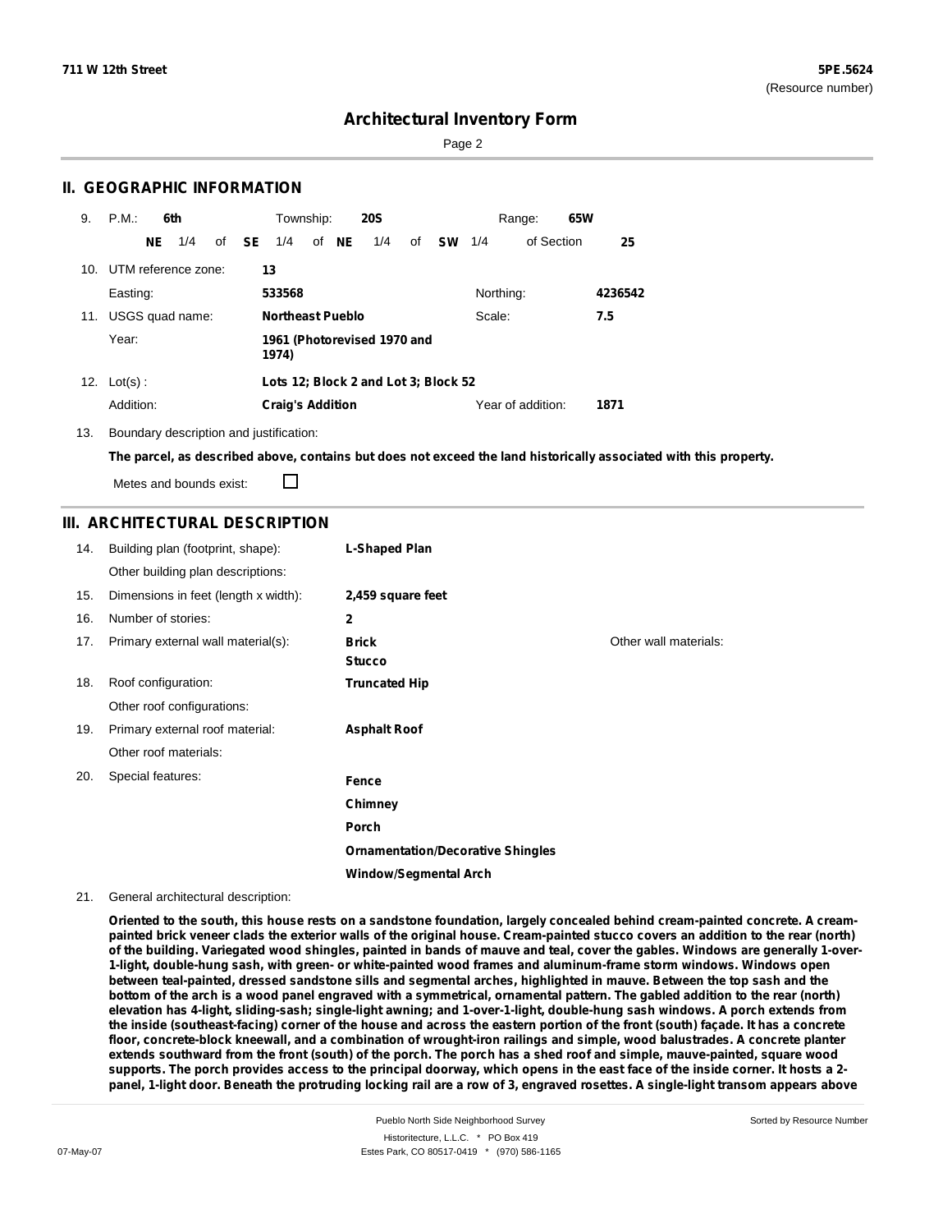## II. GEOGRAPHIC INFORMATION

9. P.M.: **6th** Township: **20S** Range: **65W**

**NE** 1/4 of **SE** 1/4 of **NE** 1/4 of **SW** 1/4 of Section **25**

10. UTM reference zone: **13**

Easting: **533568** Northing: **4236542**

11. USGS quad name: **Northeast Pueblo** Scale: **7.5**

Year: **1961 (Photorevised 1970 and 1974)**

12. Lot(s) : **Lots 12; Block 2 and Lot 3; Block 52**

Addition: **Craig's Addition** Year of addition: **1871**

13. Boundary description and justification:

**The parcel, as described above, contains but does not exceed the land historically associated with this property.**

Metes and bounds exist: ☐

## III. ARCHITECTURAL DESCRIPTION

14. Building plan (footprint, shape): **L-Shaped Plan**

Other building plan descriptions:

15. Dimensions in feet (length x width): **2,459 square feet**

16. Number of stories: **2**

17. Primary external wall material(s): **Brick**, **Stucco** Other wall materials:

18. Roof configuration: **Truncated Hip**

Other roof configurations:

19. Primary external roof material: **Asphalt Roof**

Other roof materials:

20. Special features:

**Fence**
**Chimney**
**Porch**
**Ornamentation/Decorative Shingles**
**Window/Segmental Arch**

21. General architectural description:

**Oriented to the south, this house rests on a sandstone foundation, largely concealed behind cream-painted concrete. A cream-painted brick veneer clads the exterior walls of the original house. Cream-painted stucco covers an addition to the rear (north) of the building. Variegated wood shingles, painted in bands of mauve and teal, cover the gables. Windows are generally 1-over-1-light, double-hung sash, with green- or white-painted wood frames and aluminum-frame storm windows. Windows open between teal-painted, dressed sandstone sills and segmental arches, highlighted in mauve. Between the top sash and the bottom of the arch is a wood panel engraved with a symmetrical, ornamental pattern. The gabled addition to the rear (north) elevation has 4-light, sliding-sash; single-light awning; and 1-over-1-light, double-hung sash windows. A porch extends from the inside (southeast-facing) corner of the house and across the eastern portion of the front (south) façade. It has a concrete floor, concrete-block kneewall, and a combination of wrought-iron railings and simple, wood balustrades. A concrete planter extends southward from the front (south) of the porch. The porch has a shed roof and simple, mauve-painted, square wood supports. The porch provides access to the principal doorway, which opens in the east face of the inside corner. It hosts a 2-panel, 1-light door. Beneath the protruding locking rail are a row of 3, engraved rosettes. A single-light transom appears above**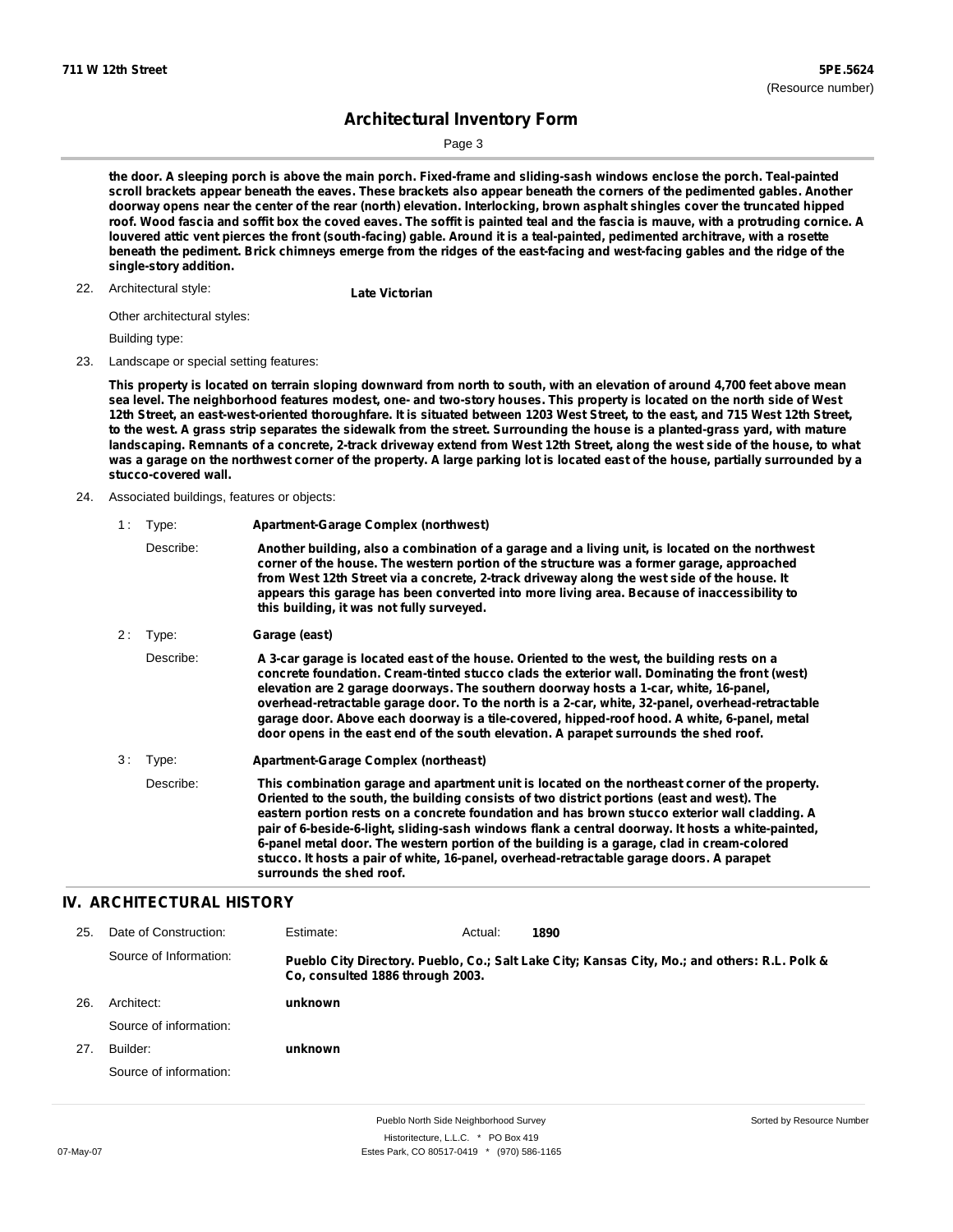the door. A sleeping porch is above the main porch. Fixed-frame and sliding-sash windows enclose the porch. Teal-painted scroll brackets appear beneath the eaves. These brackets also appear beneath the corners of the pedimented gables. Another doorway opens near the center of the rear (north) elevation. Interlocking, brown asphalt shingles cover the truncated hipped roof. Wood fascia and soffit box the coved eaves. The soffit is painted teal and the fascia is mauve, with a protruding cornice. A louvered attic vent pierces the front (south-facing) gable. Around it is a teal-painted, pedimented architrave, with a rosette beneath the pediment. Brick chimneys emerge from the ridges of the east-facing and west-facing gables and the ridge of the single-story addition.

22. Architectural style: **Late Victorian**

Other architectural styles:

Building type:

23. Landscape or special setting features:

**This property is located on terrain sloping downward from north to south, with an elevation of around 4,700 feet above mean sea level. The neighborhood features modest, one- and two-story houses. This property is located on the north side of West 12th Street, an east-west-oriented thoroughfare. It is situated between 1203 West Street, to the east, and 715 West 12th Street, to the west. A grass strip separates the sidewalk from the street. Surrounding the house is a planted-grass yard, with mature landscaping. Remnants of a concrete, 2-track driveway extend from West 12th Street, along the west side of the house, to what was a garage on the northwest corner of the property. A large parking lot is located east of the house, partially surrounded by a stucco-covered wall.**

24. Associated buildings, features or objects:

1 : Type: **Apartment-Garage Complex (northwest)**

Describe: **Another building, also a combination of a garage and a living unit, is located on the northwest corner of the house. The western portion of the structure was a former garage, approached from West 12th Street via a concrete, 2-track driveway along the west side of the house. It appears this garage has been converted into more living area. Because of inaccessibility to this building, it was not fully surveyed.**

2 : Type: **Garage (east)**

Describe: **A 3-car garage is located east of the house. Oriented to the west, the building rests on a concrete foundation. Cream-tinted stucco clads the exterior wall. Dominating the front (west) elevation are 2 garage doorways. The southern doorway hosts a 1-car, white, 16-panel, overhead-retractable garage door. To the north is a 2-car, white, 32-panel, overhead-retractable garage door. Above each doorway is a tile-covered, hipped-roof hood. A white, 6-panel, metal door opens in the east end of the south elevation. A parapet surrounds the shed roof.**

3 : Type: **Apartment-Garage Complex (northeast)**

Describe: **This combination garage and apartment unit is located on the northeast corner of the property. Oriented to the south, the building consists of two district portions (east and west). The eastern portion rests on a concrete foundation and has brown stucco exterior wall cladding. A pair of 6-beside-6-light, sliding-sash windows flank a central doorway. It hosts a white-painted, 6-panel metal door. The western portion of the building is a garage, clad in cream-colored stucco. It hosts a pair of white, 16-panel, overhead-retractable garage doors. A parapet surrounds the shed roof.**

## IV. ARCHITECTURAL HISTORY

25. Date of Construction: Estimate: Actual: **1890**

Source of Information: **Pueblo City Directory. Pueblo, Co.; Salt Lake City; Kansas City, Mo.; and others: R.L. Polk & Co, consulted 1886 through 2003.**

26. Architect: **unknown**

Source of information:

27. Builder: **unknown**

Source of information: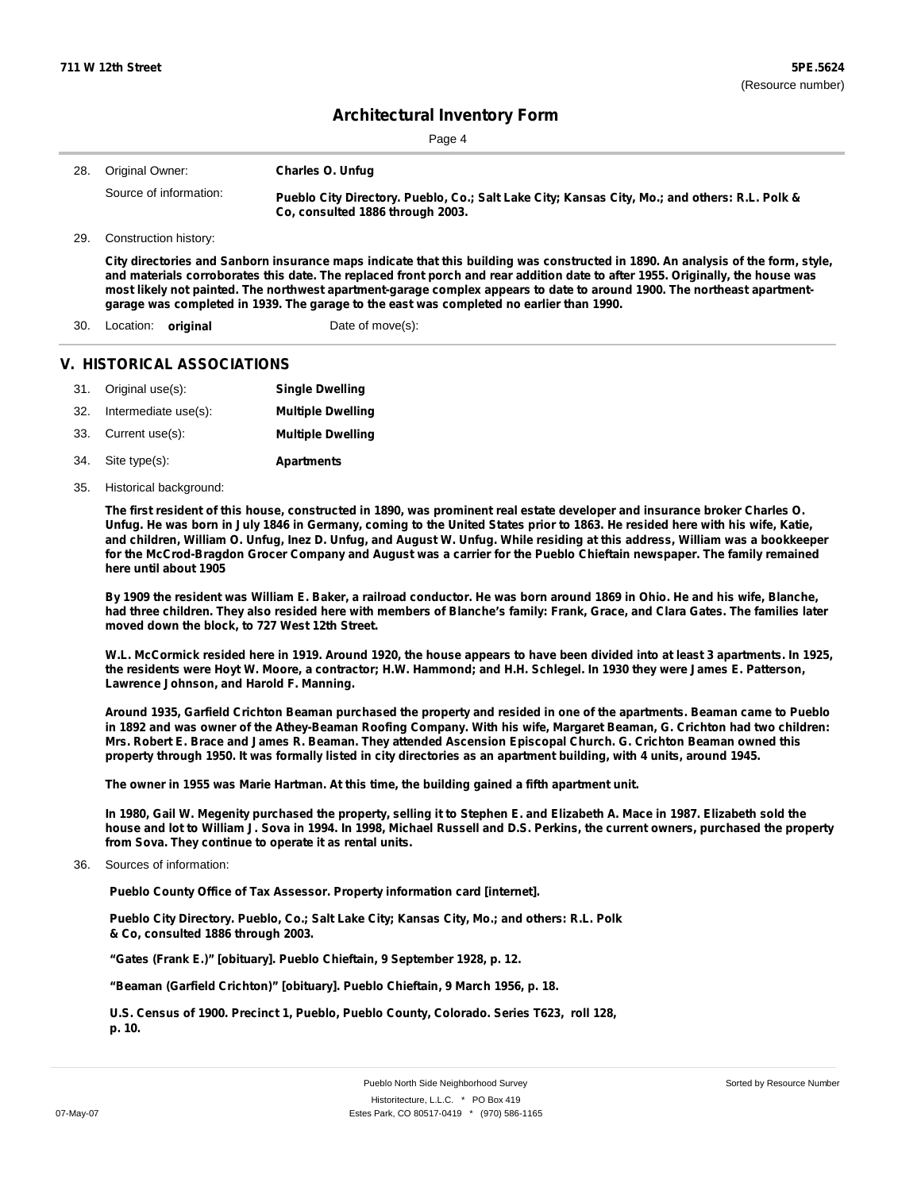# Architectural Inventory Form

28. Original Owner: **Charles O. Unfug**

Source of information: **Pueblo City Directory. Pueblo, Co.; Salt Lake City; Kansas City, Mo.; and others: R.L. Polk & Co, consulted 1886 through 2003.**

29. Construction history:

**City directories and Sanborn insurance maps indicate that this building was constructed in 1890. An analysis of the form, style, and materials corroborates this date. The replaced front porch and rear addition date to after 1955. Originally, the house was most likely not painted. The northwest apartment-garage complex appears to date to around 1900. The northeast apartment-garage was completed in 1939. The garage to the east was completed no earlier than 1990.**

30. Location: **original** Date of move(s):

## V. HISTORICAL ASSOCIATIONS

31. Original use(s): **Single Dwelling**
32. Intermediate use(s): **Multiple Dwelling**
33. Current use(s): **Multiple Dwelling**
34. Site type(s): **Apartments**
35. Historical background:

**The first resident of this house, constructed in 1890, was prominent real estate developer and insurance broker Charles O. Unfug. He was born in July 1846 in Germany, coming to the United States prior to 1863. He resided here with his wife, Katie, and children, William O. Unfug, Inez D. Unfug, and August W. Unfug. While residing at this address, William was a bookkeeper for the McCrod-Bragdon Grocer Company and August was a carrier for the Pueblo Chieftain newspaper. The family remained here until about 1905**

**By 1909 the resident was William E. Baker, a railroad conductor. He was born around 1869 in Ohio. He and his wife, Blanche, had three children. They also resided here with members of Blanche's family: Frank, Grace, and Clara Gates. The families later moved down the block, to 727 West 12th Street.**

**W.L. McCormick resided here in 1919. Around 1920, the house appears to have been divided into at least 3 apartments. In 1925, the residents were Hoyt W. Moore, a contractor; H.W. Hammond; and H.H. Schlegel. In 1930 they were James E. Patterson, Lawrence Johnson, and Harold F. Manning.**

**Around 1935, Garfield Crichton Beaman purchased the property and resided in one of the apartments. Beaman came to Pueblo in 1892 and was owner of the Athey-Beaman Roofing Company. With his wife, Margaret Beaman, G. Crichton had two children: Mrs. Robert E. Brace and James R. Beaman. They attended Ascension Episcopal Church. G. Crichton Beaman owned this property through 1950. It was formally listed in city directories as an apartment building, with 4 units, around 1945.**

**The owner in 1955 was Marie Hartman. At this time, the building gained a fifth apartment unit.**

**In 1980, Gail W. Megenity purchased the property, selling it to Stephen E. and Elizabeth A. Mace in 1987. Elizabeth sold the house and lot to William J. Sova in 1994. In 1998, Michael Russell and D.S. Perkins, the current owners, purchased the property from Sova. They continue to operate it as rental units.**

36. Sources of information:

**Pueblo County Office of Tax Assessor. Property information card [internet].**

**Pueblo City Directory. Pueblo, Co.; Salt Lake City; Kansas City, Mo.; and others: R.L. Polk & Co, consulted 1886 through 2003.**

**"Gates (Frank E.)" [obituary]. Pueblo Chieftain, 9 September 1928, p. 12.**

**"Beaman (Garfield Crichton)" [obituary]. Pueblo Chieftain, 9 March 1956, p. 18.**

**U.S. Census of 1900. Precinct 1, Pueblo, Pueblo County, Colorado. Series T623, roll 128, p. 10.**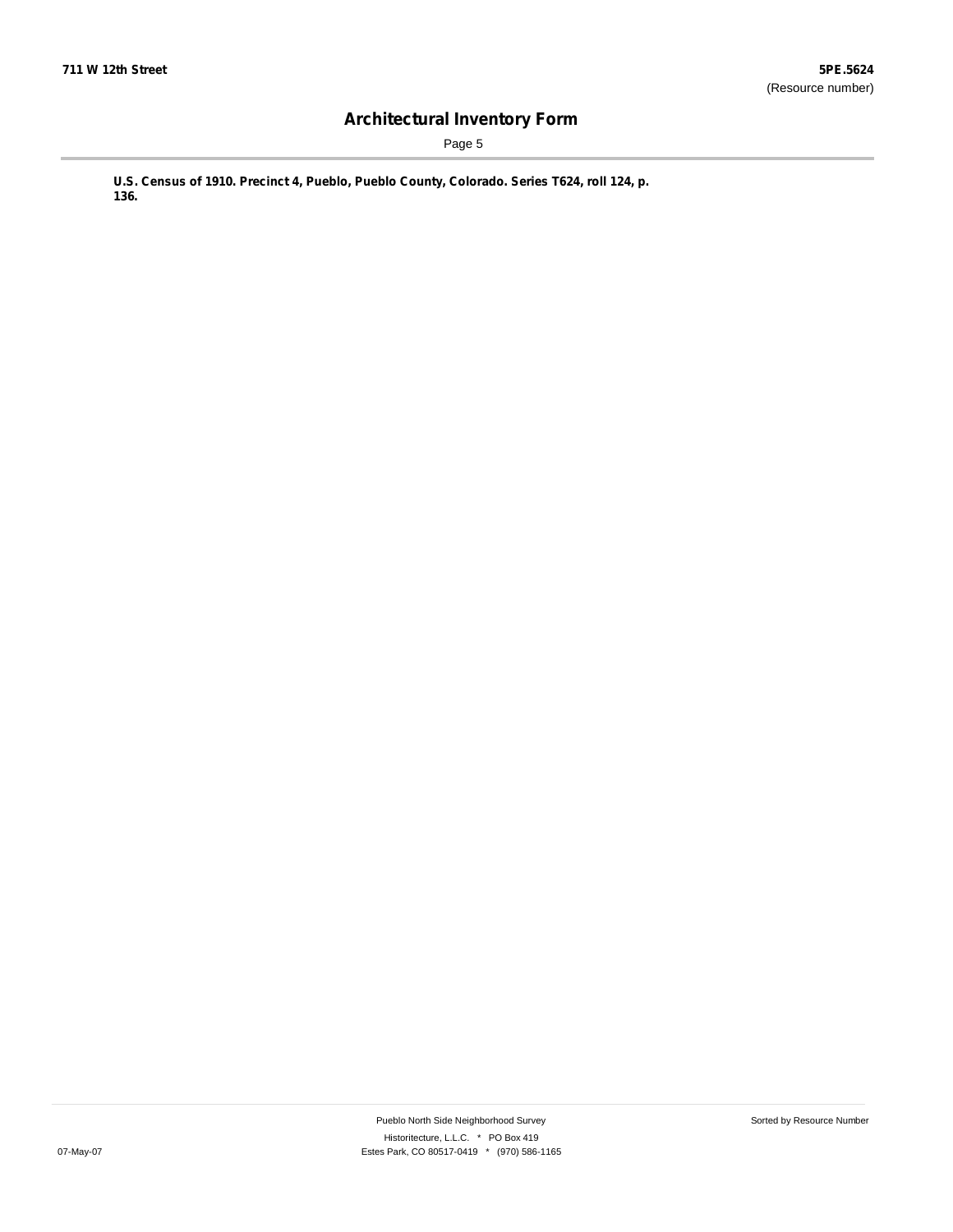**U.S. Census of 1910. Precinct 4, Pueblo, Pueblo County, Colorado. Series T624, roll 124, p. 136.**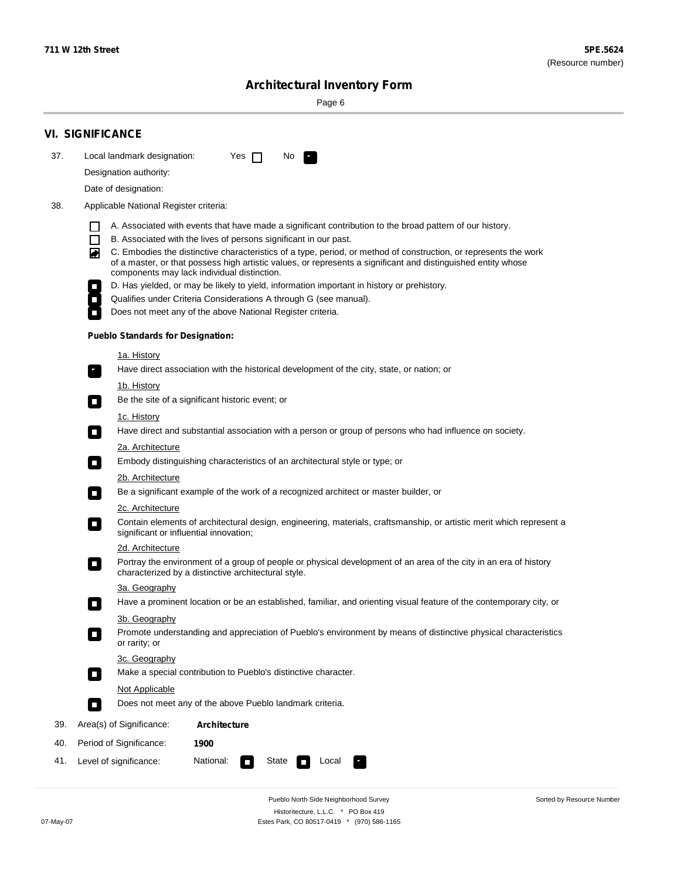## VI. SIGNIFICANCE

37. Local landmark designation: Yes ☐ No ☑

Designation authority:

Date of designation:

38. Applicable National Register criteria:

- ☐ A. Associated with events that have made a significant contribution to the broad pattern of our history.
- ☐ B. Associated with the lives of persons significant in our past.
- ☑ C. Embodies the distinctive characteristics of a type, period, or method of construction, or represents the work of a master, or that possess high artistic values, or represents a significant and distinguished entity whose components may lack individual distinction.
- ☐ D. Has yielded, or may be likely to yield, information important in history or prehistory.
- ☐ Qualifies under Criteria Considerations A through G (see manual).
- ☐ Does not meet any of the above National Register criteria.

**Pueblo Standards for Designation:**

1a. History
- ☑ Have direct association with the historical development of the city, state, or nation; or

1b. History
- ☐ Be the site of a significant historic event; or

1c. History
- ☐ Have direct and substantial association with a person or group of persons who had influence on society.

2a. Architecture
- ☐ Embody distinguishing characteristics of an architectural style or type; or

2b. Architecture
- ☐ Be a significant example of the work of a recognized architect or master builder, or

2c. Architecture
- ☐ Contain elements of architectural design, engineering, materials, craftsmanship, or artistic merit which represent a significant or influential innovation;

2d. Architecture
- ☐ Portray the environment of a group of people or physical development of an area of the city in an era of history characterized by a distinctive architectural style.

3a. Geography
- ☐ Have a prominent location or be an established, familiar, and orienting visual feature of the contemporary city, or

3b. Geography
- ☐ Promote understanding and appreciation of Pueblo's environment by means of distinctive physical characteristics or rarity; or

3c. Geography
- ☐ Make a special contribution to Pueblo's distinctive character.

Not Applicable
- ☐ Does not meet any of the above Pueblo landmark criteria.

39. Area(s) of Significance: **Architecture**

40. Period of Significance: **1900**

41. Level of significance: National: ☐ State ☐ Local ☑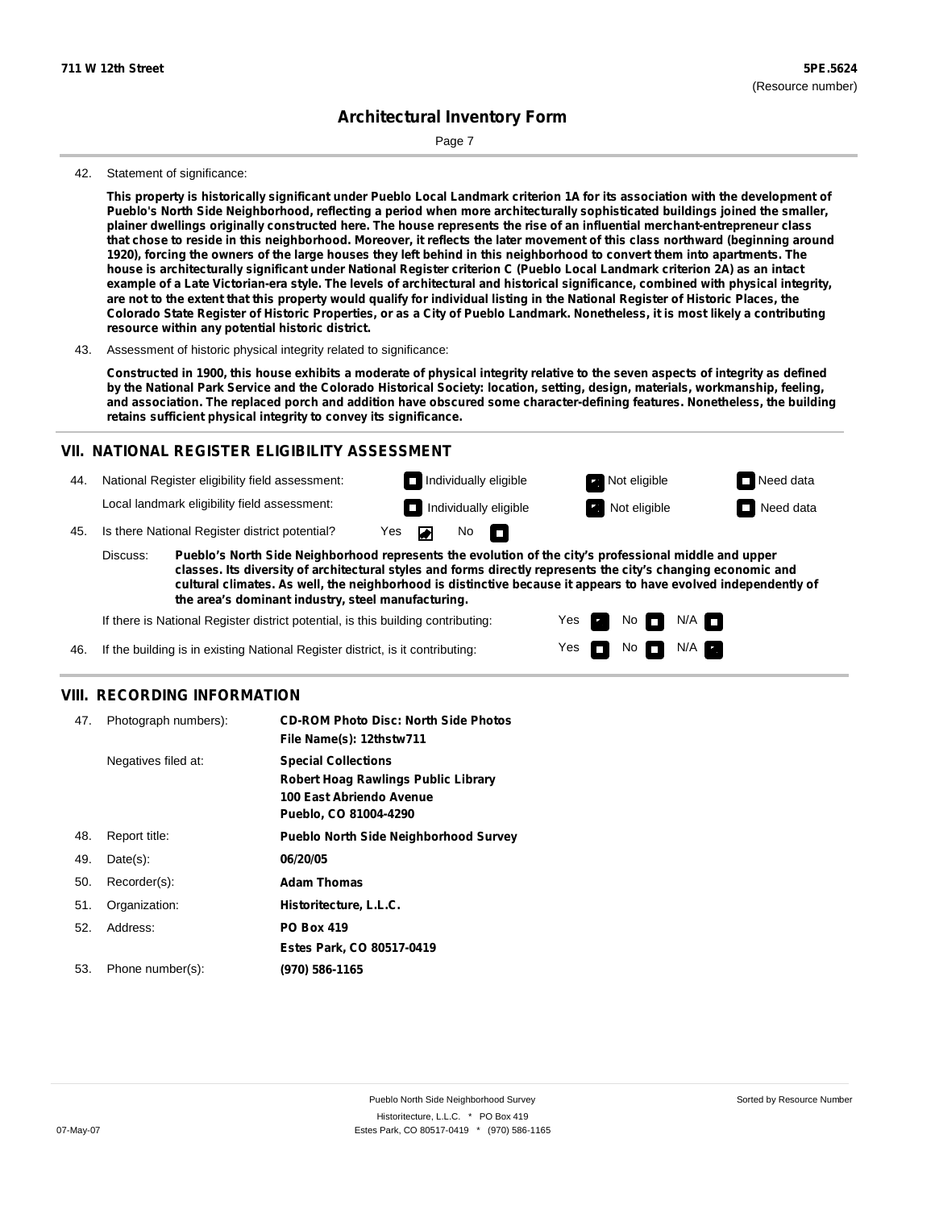42. Statement of significance:

**This property is historically significant under Pueblo Local Landmark criterion 1A for its association with the development of Pueblo's North Side Neighborhood, reflecting a period when more architecturally sophisticated buildings joined the smaller, plainer dwellings originally constructed here. The house represents the rise of an influential merchant-entrepreneur class that chose to reside in this neighborhood. Moreover, it reflects the later movement of this class northward (beginning around 1920), forcing the owners of the large houses they left behind in this neighborhood to convert them into apartments. The house is architecturally significant under National Register criterion C (Pueblo Local Landmark criterion 2A) as an intact example of a Late Victorian-era style. The levels of architectural and historical significance, combined with physical integrity, are not to the extent that this property would qualify for individual listing in the National Register of Historic Places, the Colorado State Register of Historic Properties, or as a City of Pueblo Landmark. Nonetheless, it is most likely a contributing resource within any potential historic district.**

43. Assessment of historic physical integrity related to significance:

**Constructed in 1900, this house exhibits a moderate of physical integrity relative to the seven aspects of integrity as defined by the National Park Service and the Colorado Historical Society: location, setting, design, materials, workmanship, feeling, and association. The replaced porch and addition have obscured some character-defining features. Nonetheless, the building retains sufficient physical integrity to convey its significance.**

## VII. NATIONAL REGISTER ELIGIBILITY ASSESSMENT

44. National Register eligibility field assessment: ☐ Individually eligible ☑ Not eligible ☐ Need data

Local landmark eligibility field assessment: ☐ Individually eligible ☑ Not eligible ☐ Need data

45. Is there National Register district potential? Yes ☑ No ☐

Discuss: **Pueblo's North Side Neighborhood represents the evolution of the city's professional middle and upper classes. Its diversity of architectural styles and forms directly represents the city's changing economic and cultural climates. As well, the neighborhood is distinctive because it appears to have evolved independently of the area's dominant industry, steel manufacturing.**

If there is National Register district potential, is this building contributing: Yes ☑ No ☐ N/A ☐

46. If the building is in existing National Register district, is it contributing: Yes ☐ No ☐ N/A ☑

## VIII. RECORDING INFORMATION

47. Photograph numbers): **CD-ROM Photo Disc: North Side Photos**
**File Name(s): 12thstw711**

Negatives filed at: **Special Collections**
**Robert Hoag Rawlings Public Library**
**100 East Abriendo Avenue**
**Pueblo, CO 81004-4290**

48. Report title: **Pueblo North Side Neighborhood Survey**

49. Date(s): **06/20/05**

50. Recorder(s): **Adam Thomas**

51. Organization: **Historitecture, L.L.C.**

52. Address: **PO Box 419**
**Estes Park, CO 80517-0419**

53. Phone number(s): **(970) 586-1165**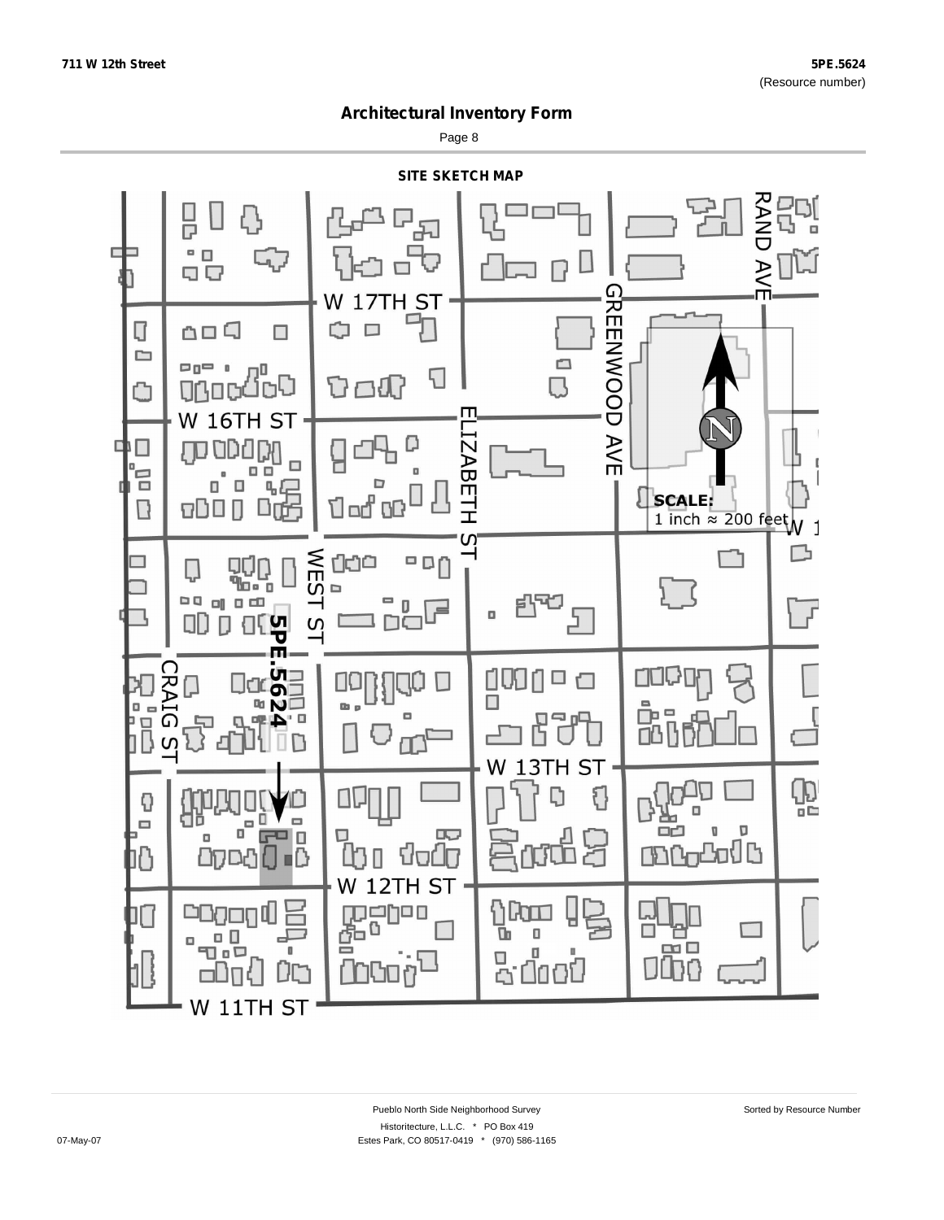## Architectural Inventory Form

### SITE SKETCH MAP

W 17TH ST

GREENWOOD AVE

RAND AVE

W 16TH ST

ELIZABETH ST

SCALE:
1 inch ≈ 200 feet

WEST ST

5PE.5624

CRAIG ST

W 13TH ST

W 12TH ST

W 11TH ST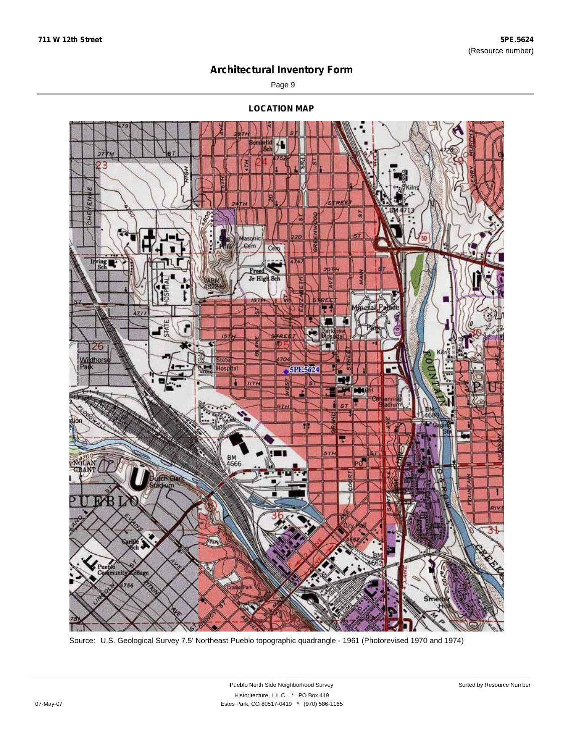## LOCATION MAP

Source: U.S. Geological Survey 7.5' Northeast Pueblo topographic quadrangle - 1961 (Photorevised 1970 and 1974)